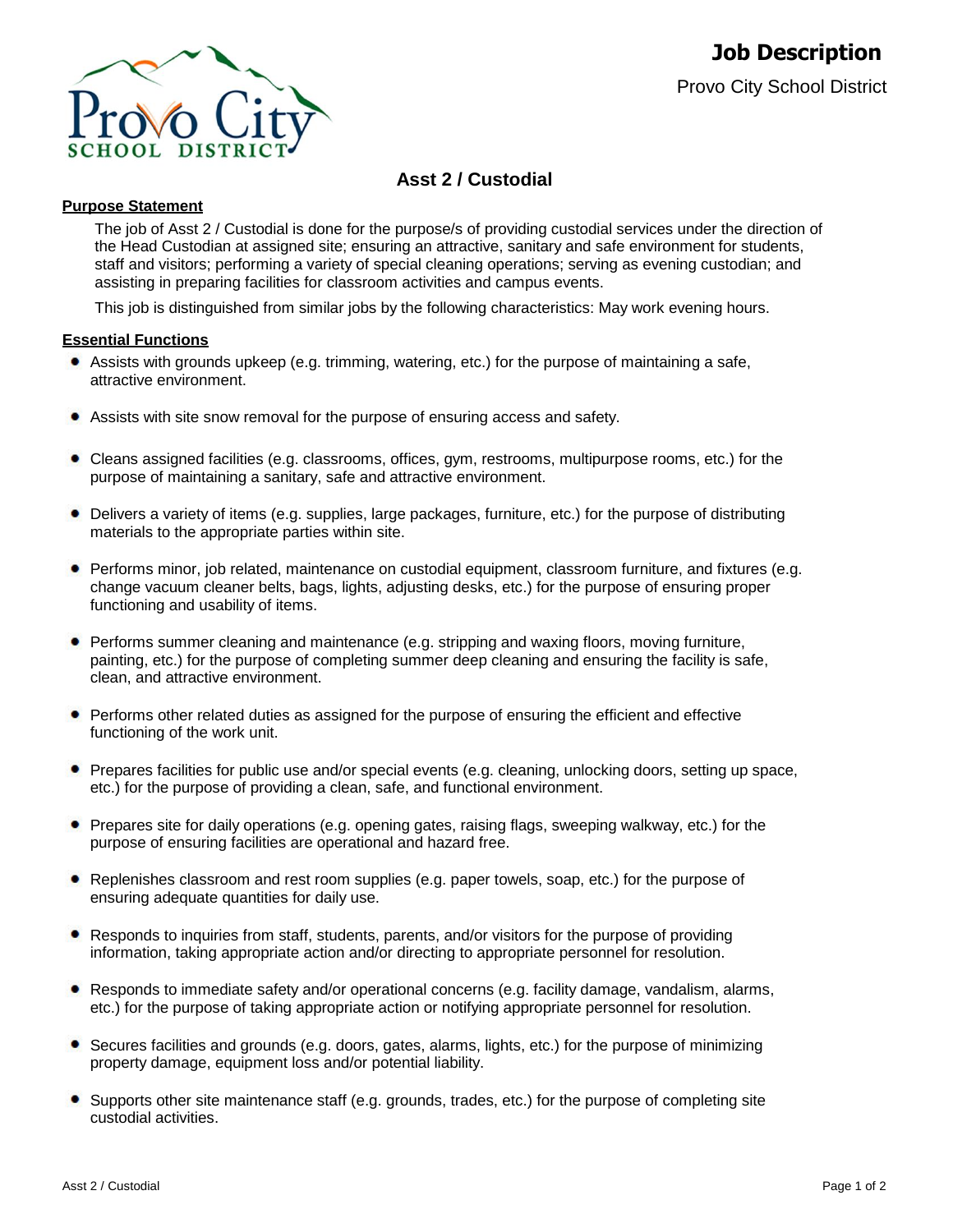# Job Description

Provo City School District

## Asst 2 / Custodial

**Purpose Statement**

The job of Asst 2 / Custodial is done for the purpose/s of providing custodial services under the direction of the Head Custodian at assigned site; ensuring an attractive, sanitary and safe environment for students, staff and visitors; performing a variety of special cleaning operations; serving as evening custodian; and assisting in preparing facilities for classroom activities and campus events.

This job is distinguished from similar jobs by the following characteristics: May work evening hours.

**Essential Functions**

- Assists with grounds upkeep (e.g. trimming, watering, etc.) for the purpose of maintaining a safe, attractive environment.
- Assists with site snow removal for the purpose of ensuring access and safety.
- Cleans assigned facilities (e.g. classrooms, offices, gym, restrooms, multipurpose rooms, etc.) for the purpose of maintaining a sanitary, safe and attractive environment.
- Delivers a variety of items (e.g. supplies, large packages, furniture, etc.) for the purpose of distributing materials to the appropriate parties within site.
- Performs minor, job related, maintenance on custodial equipment, classroom furniture, and fixtures (e.g. change vacuum cleaner belts, bags, lights, adjusting desks, etc.) for the purpose of ensuring proper functioning and usability of items.
- Performs summer cleaning and maintenance (e.g. stripping and waxing floors, moving furniture, painting, etc.) for the purpose of completing summer deep cleaning and ensuring the facility is safe, clean, and attractive environment.
- Performs other related duties as assigned for the purpose of ensuring the efficient and effective functioning of the work unit.
- Prepares facilities for public use and/or special events (e.g. cleaning, unlocking doors, setting up space, etc.) for the purpose of providing a clean, safe, and functional environment.
- Prepares site for daily operations (e.g. opening gates, raising flags, sweeping walkway, etc.) for the purpose of ensuring facilities are operational and hazard free.
- Replenishes classroom and rest room supplies (e.g. paper towels, soap, etc.) for the purpose of ensuring adequate quantities for daily use.
- Responds to inquiries from staff, students, parents, and/or visitors for the purpose of providing information, taking appropriate action and/or directing to appropriate personnel for resolution.
- Responds to immediate safety and/or operational concerns (e.g. facility damage, vandalism, alarms, etc.) for the purpose of taking appropriate action or notifying appropriate personnel for resolution.
- Secures facilities and grounds (e.g. doors, gates, alarms, lights, etc.) for the purpose of minimizing property damage, equipment loss and/or potential liability.
- Supports other site maintenance staff (e.g. grounds, trades, etc.) for the purpose of completing site custodial activities.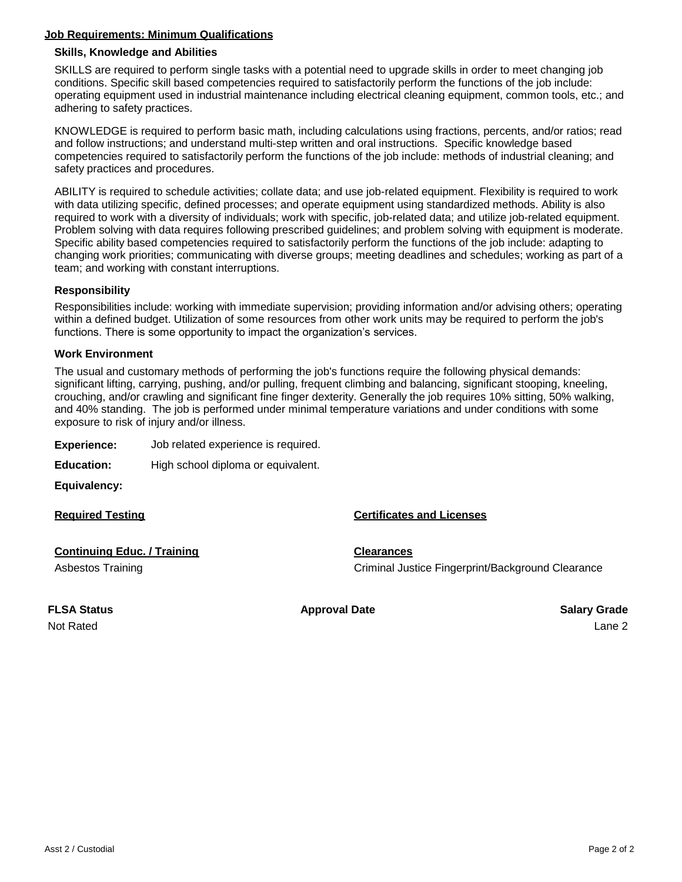## Job Requirements: Minimum Qualifications

### Skills, Knowledge and Abilities

SKILLS are required to perform single tasks with a potential need to upgrade skills in order to meet changing job conditions. Specific skill based competencies required to satisfactorily perform the functions of the job include: operating equipment used in industrial maintenance including electrical cleaning equipment, common tools, etc.; and adhering to safety practices.

KNOWLEDGE is required to perform basic math, including calculations using fractions, percents, and/or ratios; read and follow instructions; and understand multi-step written and oral instructions. Specific knowledge based competencies required to satisfactorily perform the functions of the job include: methods of industrial cleaning; and safety practices and procedures.

ABILITY is required to schedule activities; collate data; and use job-related equipment. Flexibility is required to work with data utilizing specific, defined processes; and operate equipment using standardized methods. Ability is also required to work with a diversity of individuals; work with specific, job-related data; and utilize job-related equipment. Problem solving with data requires following prescribed guidelines; and problem solving with equipment is moderate. Specific ability based competencies required to satisfactorily perform the functions of the job include: adapting to changing work priorities; communicating with diverse groups; meeting deadlines and schedules; working as part of a team; and working with constant interruptions.

### Responsibility

Responsibilities include: working with immediate supervision; providing information and/or advising others; operating within a defined budget. Utilization of some resources from other work units may be required to perform the job's functions. There is some opportunity to impact the organization's services.

### Work Environment

The usual and customary methods of performing the job's functions require the following physical demands: significant lifting, carrying, pushing, and/or pulling, frequent climbing and balancing, significant stooping, kneeling, crouching, and/or crawling and significant fine finger dexterity. Generally the job requires 10% sitting, 50% walking, and 40% standing. The job is performed under minimal temperature variations and under conditions with some exposure to risk of injury and/or illness.

**Experience:** Job related experience is required.

**Education:** High school diploma or equivalent.

**Equivalency:**

**Required Testing**

**Certificates and Licenses**

**Continuing Educ. / Training**

Asbestos Training

**Clearances**

Criminal Justice Fingerprint/Background Clearance

| FLSA Status | Approval Date | Salary Grade |
|---|---|---|
| Not Rated | | Lane 2 |